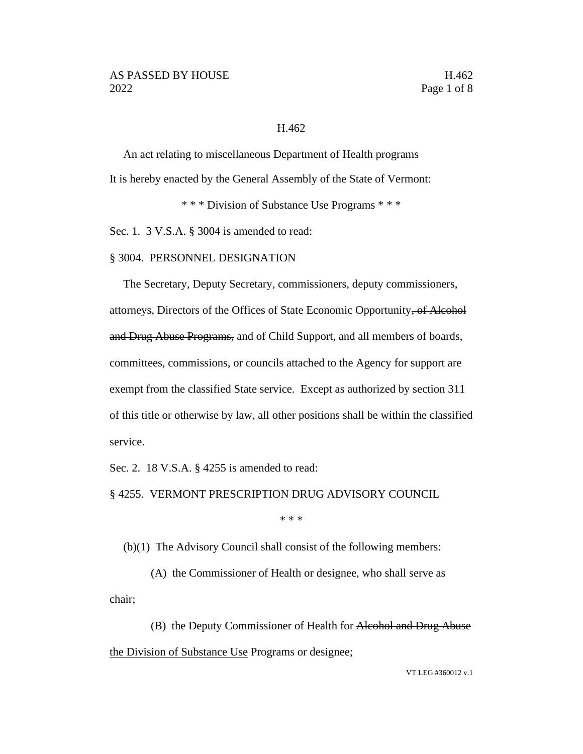# H.462

An act relating to miscellaneous Department of Health programs

It is hereby enacted by the General Assembly of the State of Vermont:

\* \* \* Division of Substance Use Programs \* \* \*

Sec. 1. 3 V.S.A. § 3004 is amended to read:

§ 3004. PERSONNEL DESIGNATION

The Secretary, Deputy Secretary, commissioners, deputy commissioners, attorneys, Directors of the Offices of State Economic Opportunity~~, of Alcohol and Drug Abuse Programs,~~ and of Child Support, and all members of boards, committees, commissions, or councils attached to the Agency for support are exempt from the classified State service. Except as authorized by section 311 of this title or otherwise by law, all other positions shall be within the classified service.

Sec. 2. 18 V.S.A. § 4255 is amended to read:

§ 4255. VERMONT PRESCRIPTION DRUG ADVISORY COUNCIL

\* \* \*

(b)(1) The Advisory Council shall consist of the following members:

(A) the Commissioner of Health or designee, who shall serve as chair;

(B) the Deputy Commissioner of Health for ~~Alcohol and Drug Abuse~~ <u>the Division of Substance Use</u> Programs or designee;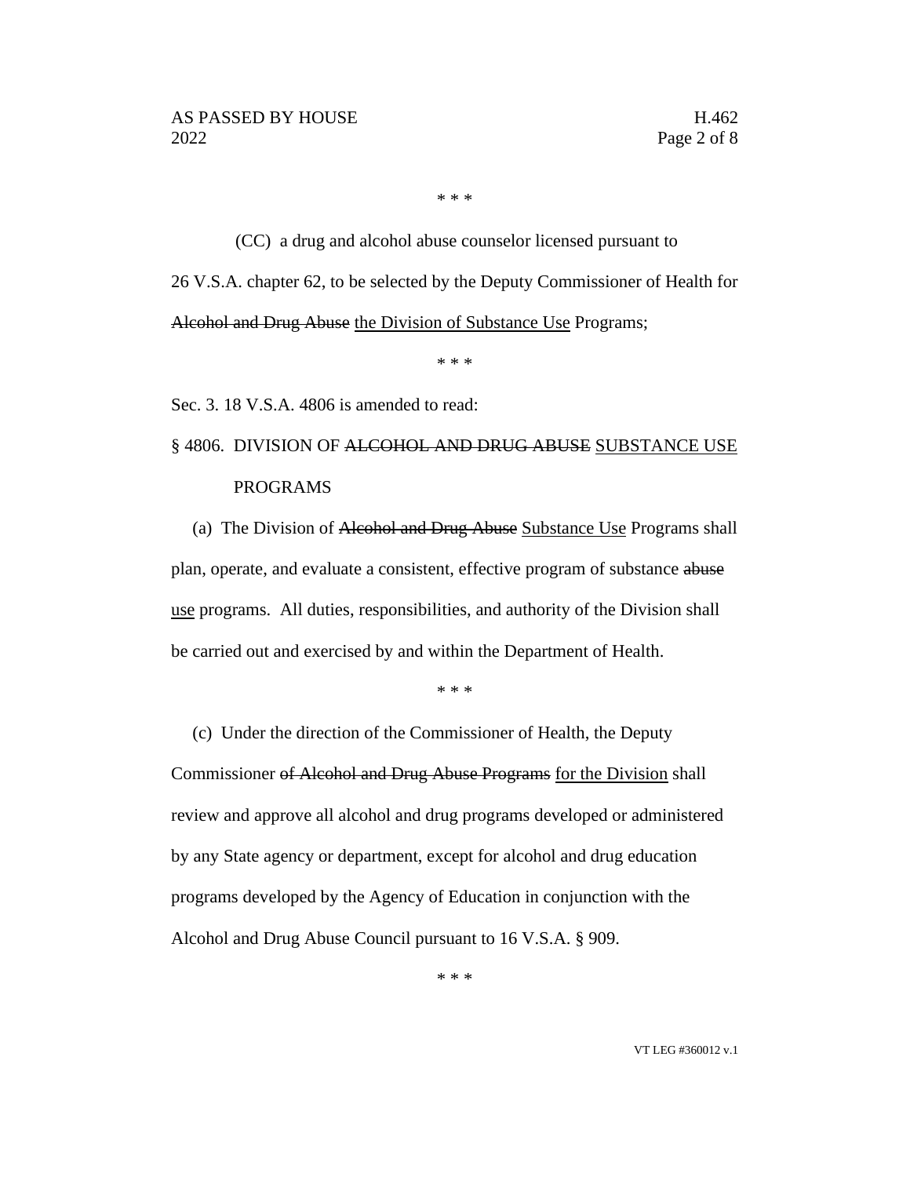\* \* \*

(CC) a drug and alcohol abuse counselor licensed pursuant to 26 V.S.A. chapter 62, to be selected by the Deputy Commissioner of Health for ~~Alcohol and Drug Abuse~~ <u>the Division of Substance Use</u> Programs;

\* \* \*

Sec. 3. 18 V.S.A. 4806 is amended to read:

§ 4806. DIVISION OF ~~ALCOHOL AND DRUG ABUSE~~ <u>SUBSTANCE USE</u> PROGRAMS

(a) The Division of ~~Alcohol and Drug Abuse~~ <u>Substance Use</u> Programs shall plan, operate, and evaluate a consistent, effective program of substance ~~abuse~~ <u>use</u> programs. All duties, responsibilities, and authority of the Division shall be carried out and exercised by and within the Department of Health.

\* \* \*

(c) Under the direction of the Commissioner of Health, the Deputy Commissioner ~~of Alcohol and Drug Abuse Programs~~ <u>for the Division</u> shall review and approve all alcohol and drug programs developed or administered by any State agency or department, except for alcohol and drug education programs developed by the Agency of Education in conjunction with the Alcohol and Drug Abuse Council pursuant to 16 V.S.A. § 909.

\* \* \*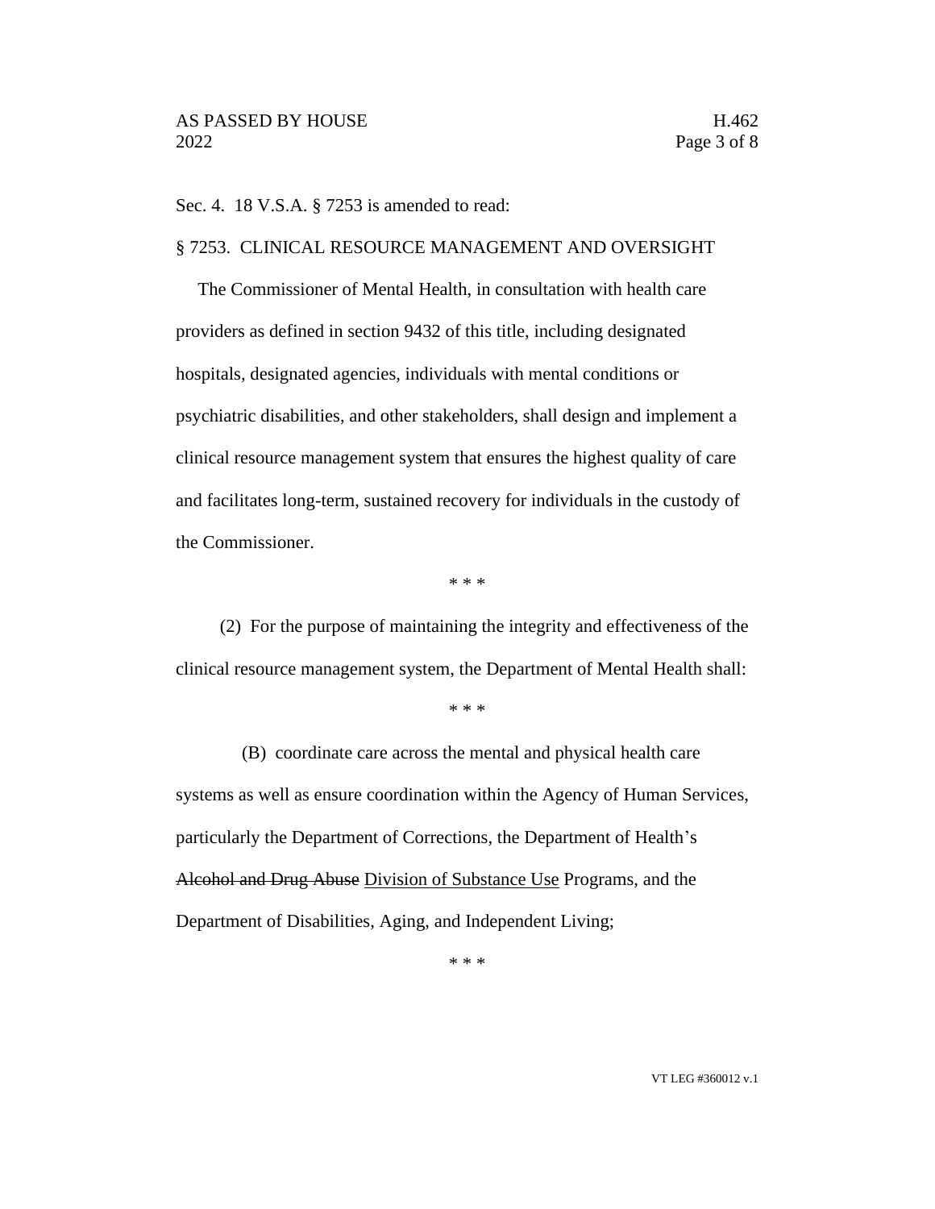Sec. 4. 18 V.S.A. § 7253 is amended to read:

§ 7253. CLINICAL RESOURCE MANAGEMENT AND OVERSIGHT

The Commissioner of Mental Health, in consultation with health care providers as defined in section 9432 of this title, including designated hospitals, designated agencies, individuals with mental conditions or psychiatric disabilities, and other stakeholders, shall design and implement a clinical resource management system that ensures the highest quality of care and facilitates long-term, sustained recovery for individuals in the custody of the Commissioner.

\* \* \*

(2) For the purpose of maintaining the integrity and effectiveness of the clinical resource management system, the Department of Mental Health shall:

\* \* \*

(B) coordinate care across the mental and physical health care systems as well as ensure coordination within the Agency of Human Services, particularly the Department of Corrections, the Department of Health's ~~Alcohol and Drug Abuse~~ <u>Division of Substance Use</u> Programs, and the Department of Disabilities, Aging, and Independent Living;

\* \* \*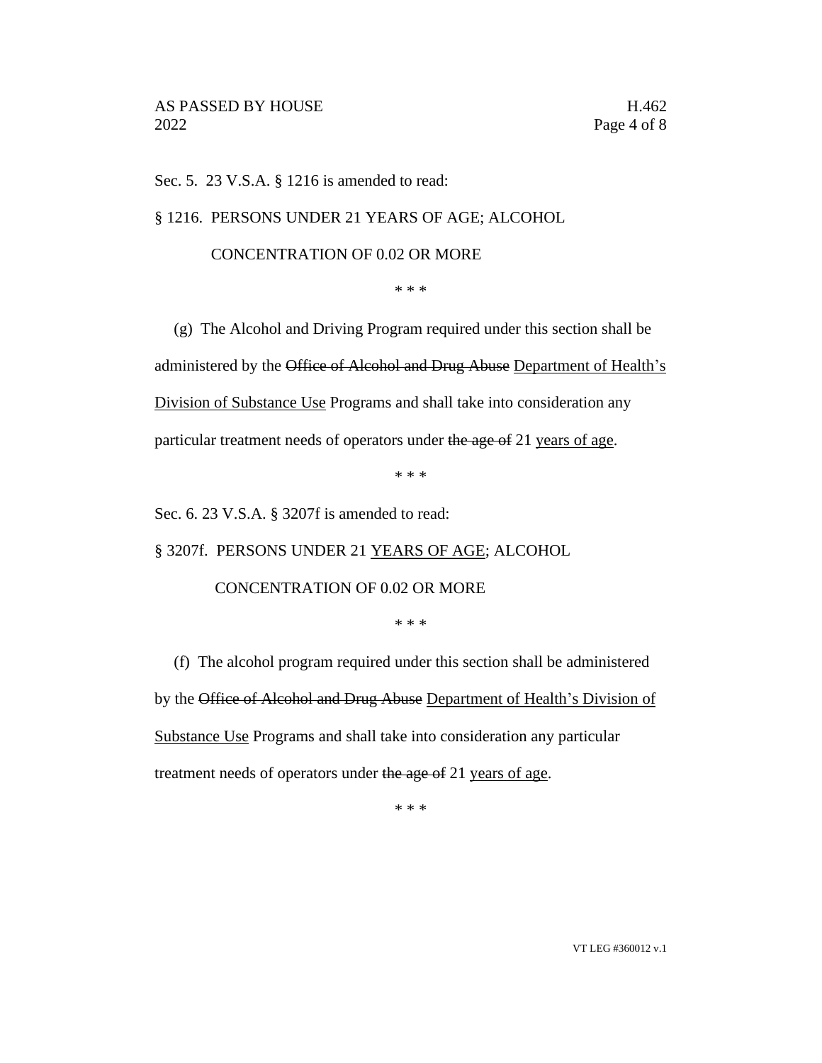Sec. 5. 23 V.S.A. § 1216 is amended to read:

§ 1216. PERSONS UNDER 21 YEARS OF AGE; ALCOHOL CONCENTRATION OF 0.02 OR MORE

\* \* \*

(g) The Alcohol and Driving Program required under this section shall be administered by the ~~Office of Alcohol and Drug Abuse~~ <u>Department of Health's Division of Substance Use</u> Programs and shall take into consideration any particular treatment needs of operators under ~~the age of~~ 21 <u>years of age</u>.

\* \* \*

Sec. 6. 23 V.S.A. § 3207f is amended to read:

§ 3207f. PERSONS UNDER 21 <u>YEARS OF AGE</u>; ALCOHOL CONCENTRATION OF 0.02 OR MORE

\* \* \*

(f) The alcohol program required under this section shall be administered by the ~~Office of Alcohol and Drug Abuse~~ <u>Department of Health's Division of Substance Use</u> Programs and shall take into consideration any particular treatment needs of operators under ~~the age of~~ 21 <u>years of age</u>.

\* \* \*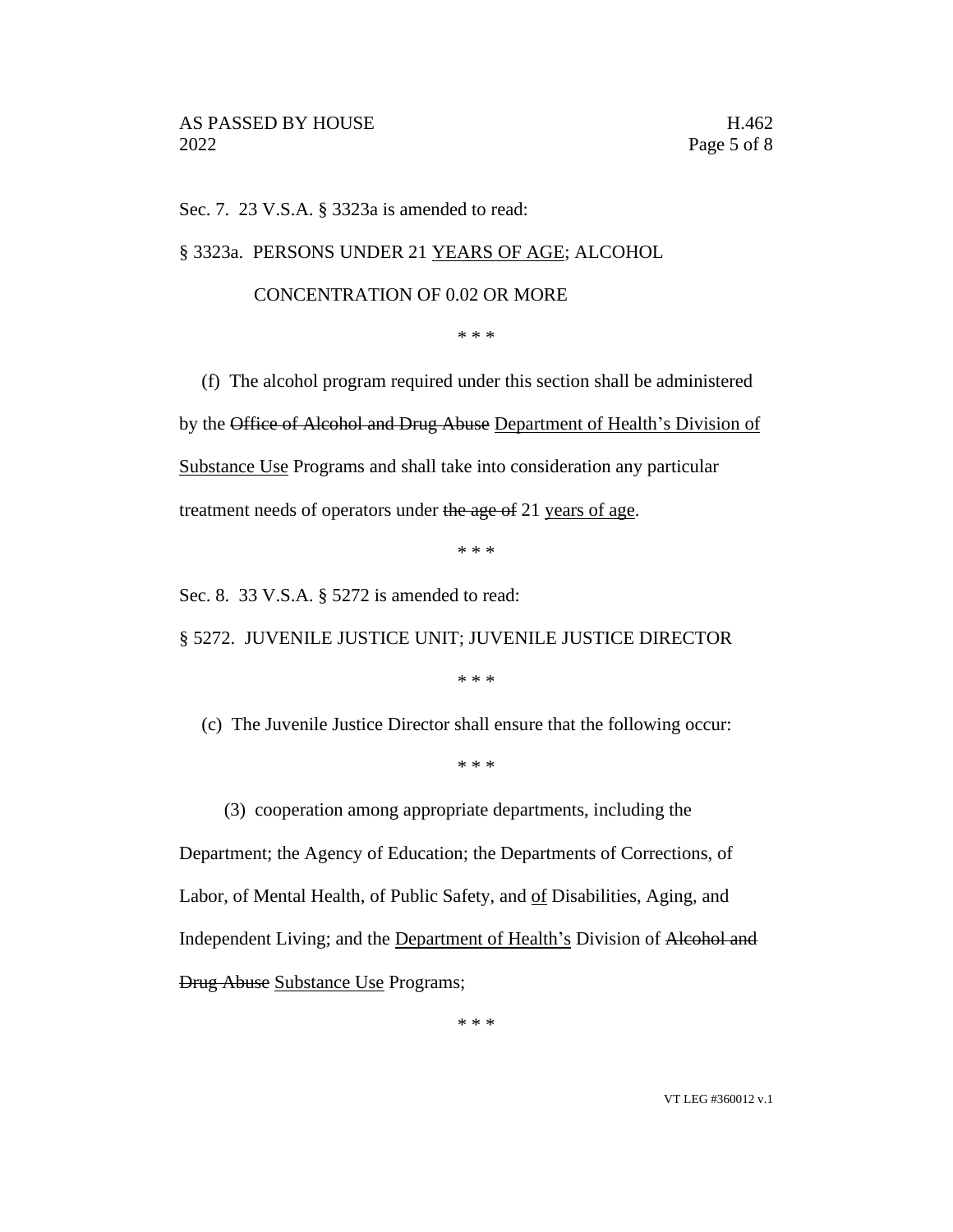Sec. 7. 23 V.S.A. § 3323a is amended to read:

§ 3323a. PERSONS UNDER 21 <u>YEARS OF AGE</u>; ALCOHOL CONCENTRATION OF 0.02 OR MORE

\* \* \*

(f) The alcohol program required under this section shall be administered by the ~~Office of Alcohol and Drug Abuse~~ <u>Department of Health's Division of Substance Use</u> Programs and shall take into consideration any particular treatment needs of operators under ~~the age of~~ 21 <u>years of age</u>.

\* \* \*

Sec. 8. 33 V.S.A. § 5272 is amended to read:

§ 5272. JUVENILE JUSTICE UNIT; JUVENILE JUSTICE DIRECTOR

\* \* \*

(c) The Juvenile Justice Director shall ensure that the following occur:

\* \* \*

(3) cooperation among appropriate departments, including the Department; the Agency of Education; the Departments of Corrections, of Labor, of Mental Health, of Public Safety, and <u>of</u> Disabilities, Aging, and Independent Living; and the <u>Department of Health's</u> Division of ~~Alcohol and Drug Abuse~~ <u>Substance Use</u> Programs;

\* \* \*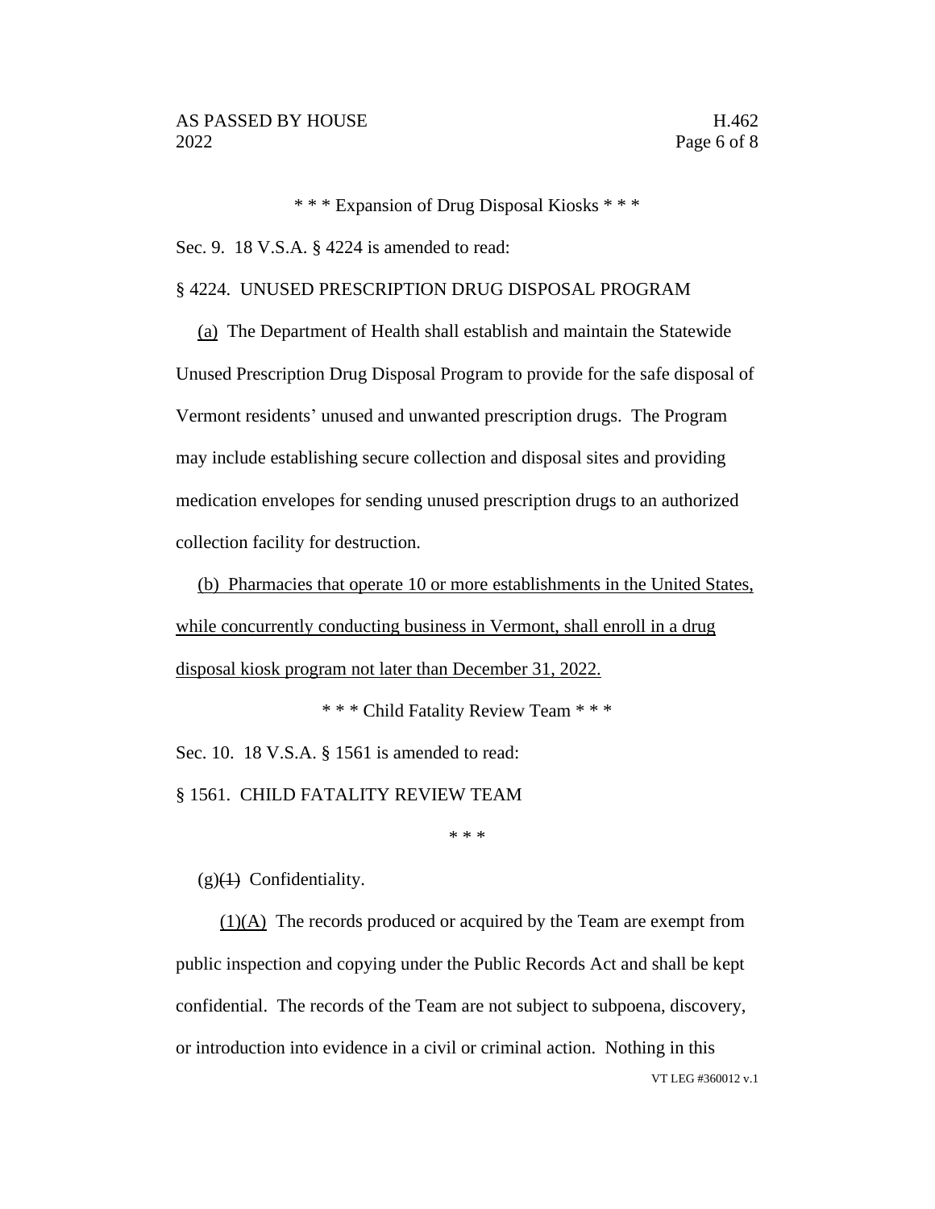\* \* \* Expansion of Drug Disposal Kiosks \* \* \*

Sec. 9. 18 V.S.A. § 4224 is amended to read:

§ 4224. UNUSED PRESCRIPTION DRUG DISPOSAL PROGRAM

(a) The Department of Health shall establish and maintain the Statewide Unused Prescription Drug Disposal Program to provide for the safe disposal of Vermont residents' unused and unwanted prescription drugs. The Program may include establishing secure collection and disposal sites and providing medication envelopes for sending unused prescription drugs to an authorized collection facility for destruction.

(b) Pharmacies that operate 10 or more establishments in the United States, while concurrently conducting business in Vermont, shall enroll in a drug disposal kiosk program not later than December 31, 2022.

\* \* \* Child Fatality Review Team \* \* \*

Sec. 10. 18 V.S.A. § 1561 is amended to read:

§ 1561. CHILD FATALITY REVIEW TEAM

\* \* \*

(g)~~(1)~~ Confidentiality.

(1)(A) The records produced or acquired by the Team are exempt from public inspection and copying under the Public Records Act and shall be kept confidential. The records of the Team are not subject to subpoena, discovery, or introduction into evidence in a civil or criminal action. Nothing in this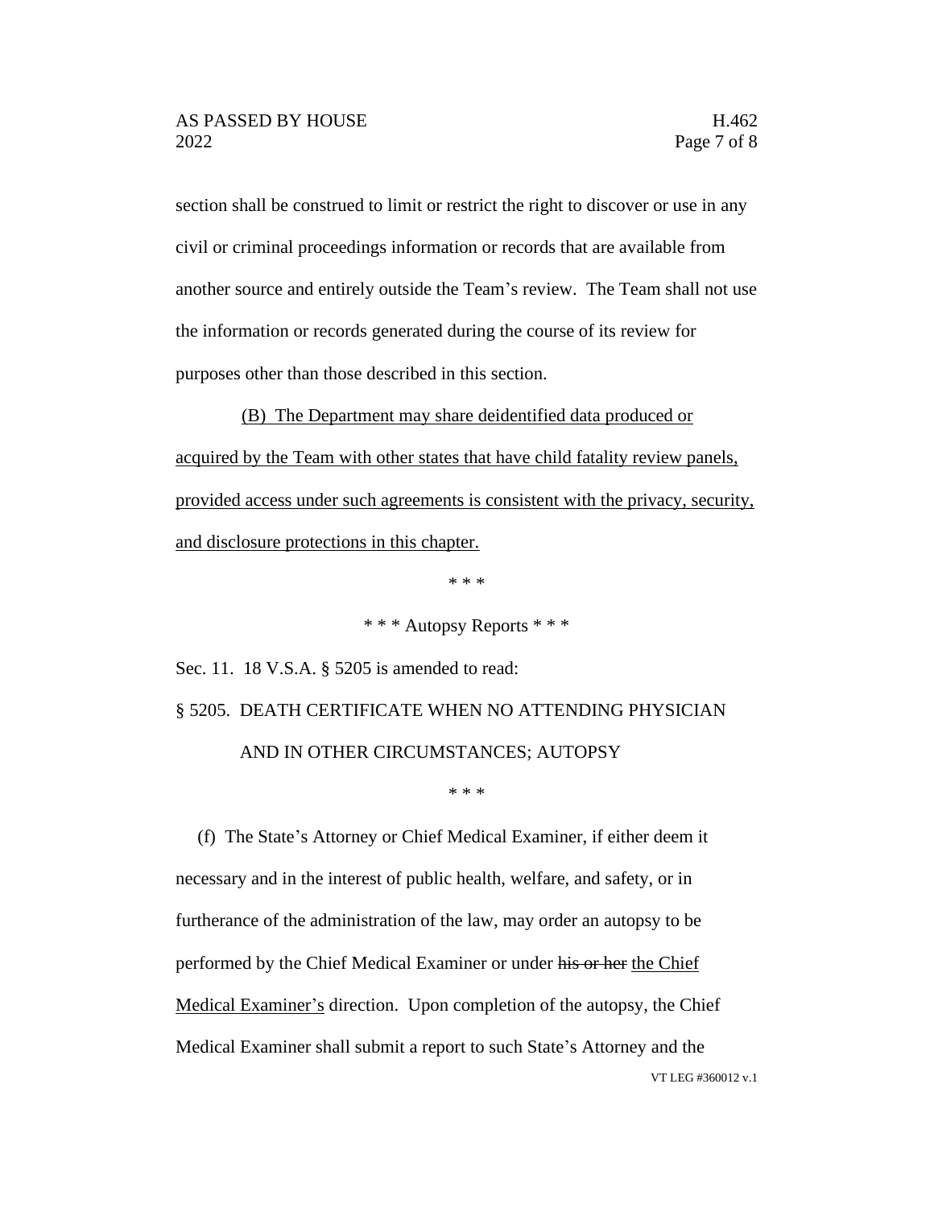section shall be construed to limit or restrict the right to discover or use in any civil or criminal proceedings information or records that are available from another source and entirely outside the Team's review. The Team shall not use the information or records generated during the course of its review for purposes other than those described in this section.

<u>(B) The Department may share deidentified data produced or acquired by the Team with other states that have child fatality review panels, provided access under such agreements is consistent with the privacy, security, and disclosure protections in this chapter.</u>

\* \* \*

\* \* \* Autopsy Reports \* \* \*

Sec. 11. 18 V.S.A. § 5205 is amended to read:

§ 5205. DEATH CERTIFICATE WHEN NO ATTENDING PHYSICIAN AND IN OTHER CIRCUMSTANCES; AUTOPSY

\* \* \*

(f) The State's Attorney or Chief Medical Examiner, if either deem it necessary and in the interest of public health, welfare, and safety, or in furtherance of the administration of the law, may order an autopsy to be performed by the Chief Medical Examiner or under ~~his or her~~ <u>the Chief Medical Examiner's</u> direction. Upon completion of the autopsy, the Chief Medical Examiner shall submit a report to such State's Attorney and the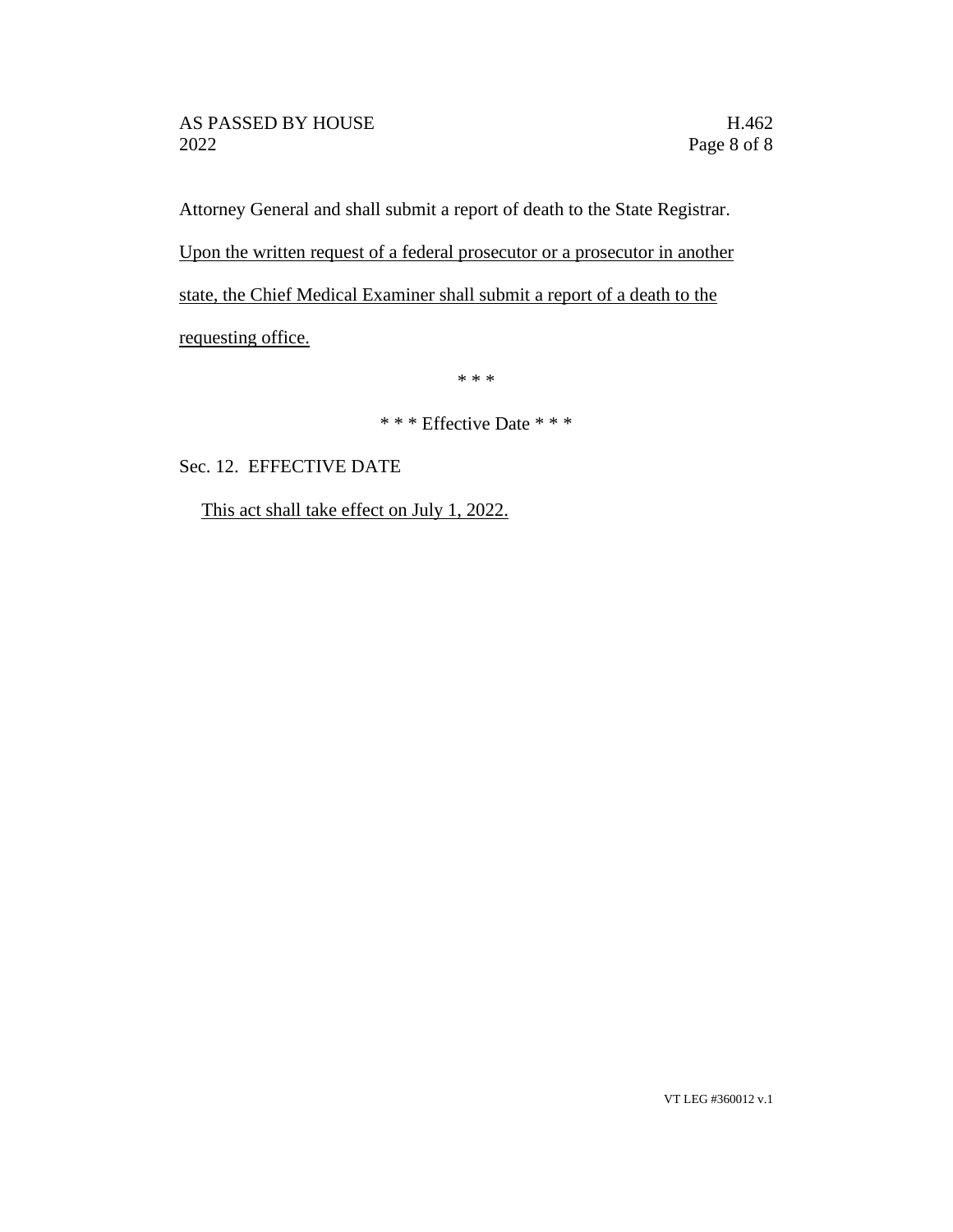Attorney General and shall submit a report of death to the State Registrar. <u>Upon the written request of a federal prosecutor or a prosecutor in another state, the Chief Medical Examiner shall submit a report of a death to the requesting office.</u>

\* \* \*

\* \* \* Effective Date \* \* \*

Sec. 12. EFFECTIVE DATE

<u>This act shall take effect on July 1, 2022.</u>